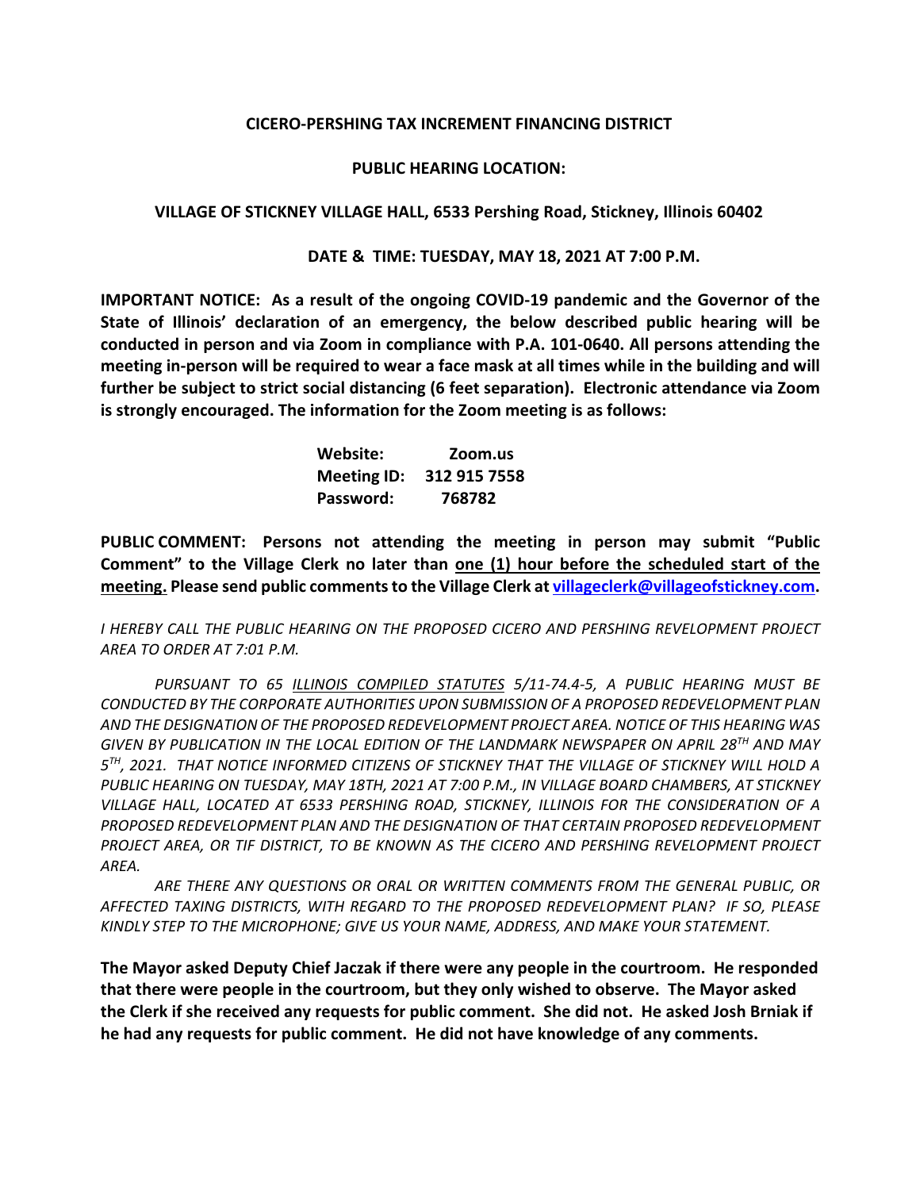**CICERO-PERSHING TAX INCREMENT FINANCING DISTRICT**

**PUBLIC HEARING LOCATION:**

**VILLAGE OF STICKNEY VILLAGE HALL, 6533 Pershing Road, Stickney, Illinois 60402**

**DATE & TIME: TUESDAY, MAY 18, 2021 AT 7:00 P.M.**

**IMPORTANT NOTICE: As a result of the ongoing COVID-19 pandemic and the Governor of the State of Illinois' declaration of an emergency, the below described public hearing will be conducted in person and via Zoom in compliance with P.A. 101-0640. All persons attending the meeting in-person will be required to wear a face mask at all times while in the building and will further be subject to strict social distancing (6 feet separation). Electronic attendance via Zoom is strongly encouraged. The information for the Zoom meeting is as follows:**

**Website: Zoom.us**
**Meeting ID: 312 915 7558**
**Password: 768782**

**PUBLIC COMMENT: Persons not attending the meeting in person may submit "Public Comment" to the Village Clerk no later than one (1) hour before the scheduled start of the meeting. Please send public comments to the Village Clerk at villageclerk@villageofstickney.com.**

*I HEREBY CALL THE PUBLIC HEARING ON THE PROPOSED CICERO AND PERSHING REVELOPMENT PROJECT AREA TO ORDER AT 7:01 P.M.*

*PURSUANT TO 65 ILLINOIS COMPILED STATUTES 5/11-74.4-5, A PUBLIC HEARING MUST BE CONDUCTED BY THE CORPORATE AUTHORITIES UPON SUBMISSION OF A PROPOSED REDEVELOPMENT PLAN AND THE DESIGNATION OF THE PROPOSED REDEVELOPMENT PROJECT AREA. NOTICE OF THIS HEARING WAS GIVEN BY PUBLICATION IN THE LOCAL EDITION OF THE LANDMARK NEWSPAPER ON APRIL 28TH AND MAY 5TH, 2021. THAT NOTICE INFORMED CITIZENS OF STICKNEY THAT THE VILLAGE OF STICKNEY WILL HOLD A PUBLIC HEARING ON TUESDAY, MAY 18TH, 2021 AT 7:00 P.M., IN VILLAGE BOARD CHAMBERS, AT STICKNEY VILLAGE HALL, LOCATED AT 6533 PERSHING ROAD, STICKNEY, ILLINOIS FOR THE CONSIDERATION OF A PROPOSED REDEVELOPMENT PLAN AND THE DESIGNATION OF THAT CERTAIN PROPOSED REDEVELOPMENT PROJECT AREA, OR TIF DISTRICT, TO BE KNOWN AS THE CICERO AND PERSHING REVELOPMENT PROJECT AREA.*

*ARE THERE ANY QUESTIONS OR ORAL OR WRITTEN COMMENTS FROM THE GENERAL PUBLIC, OR AFFECTED TAXING DISTRICTS, WITH REGARD TO THE PROPOSED REDEVELOPMENT PLAN? IF SO, PLEASE KINDLY STEP TO THE MICROPHONE; GIVE US YOUR NAME, ADDRESS, AND MAKE YOUR STATEMENT.*

**The Mayor asked Deputy Chief Jaczak if there were any people in the courtroom. He responded that there were people in the courtroom, but they only wished to observe. The Mayor asked the Clerk if she received any requests for public comment. She did not. He asked Josh Brniak if he had any requests for public comment. He did not have knowledge of any comments.**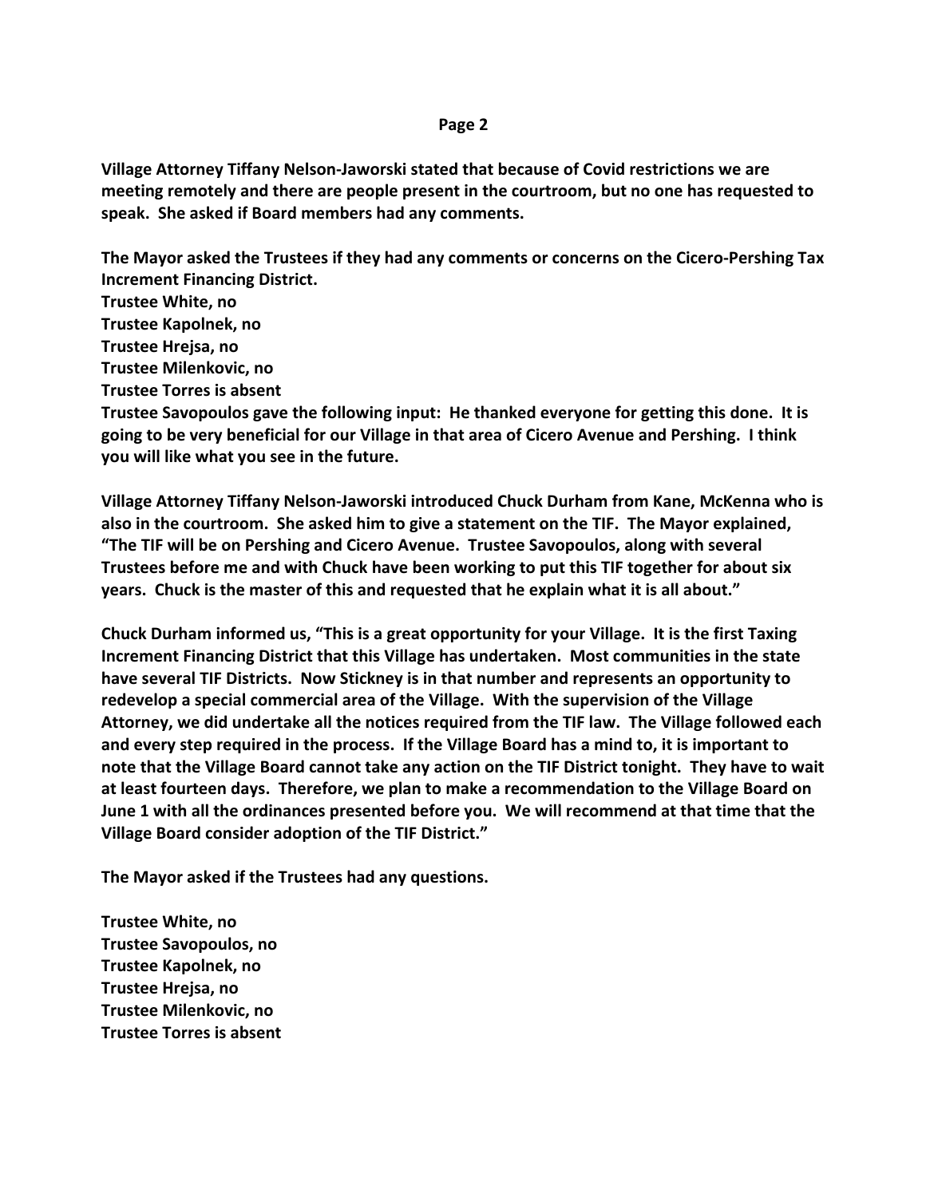Village Attorney Tiffany Nelson-Jaworski stated that because of Covid restrictions we are meeting remotely and there are people present in the courtroom, but no one has requested to speak. She asked if Board members had any comments.

The Mayor asked the Trustees if they had any comments or concerns on the Cicero-Pershing Tax Increment Financing District.

Trustee White, no
Trustee Kapolnek, no
Trustee Hrejsa, no
Trustee Milenkovic, no
Trustee Torres is absent
Trustee Savopoulos gave the following input: He thanked everyone for getting this done. It is going to be very beneficial for our Village in that area of Cicero Avenue and Pershing. I think you will like what you see in the future.

Village Attorney Tiffany Nelson-Jaworski introduced Chuck Durham from Kane, McKenna who is also in the courtroom. She asked him to give a statement on the TIF. The Mayor explained, "The TIF will be on Pershing and Cicero Avenue. Trustee Savopoulos, along with several Trustees before me and with Chuck have been working to put this TIF together for about six years. Chuck is the master of this and requested that he explain what it is all about."

Chuck Durham informed us, "This is a great opportunity for your Village. It is the first Taxing Increment Financing District that this Village has undertaken. Most communities in the state have several TIF Districts. Now Stickney is in that number and represents an opportunity to redevelop a special commercial area of the Village. With the supervision of the Village Attorney, we did undertake all the notices required from the TIF law. The Village followed each and every step required in the process. If the Village Board has a mind to, it is important to note that the Village Board cannot take any action on the TIF District tonight. They have to wait at least fourteen days. Therefore, we plan to make a recommendation to the Village Board on June 1 with all the ordinances presented before you. We will recommend at that time that the Village Board consider adoption of the TIF District."

The Mayor asked if the Trustees had any questions.

Trustee White, no
Trustee Savopoulos, no
Trustee Kapolnek, no
Trustee Hrejsa, no
Trustee Milenkovic, no
Trustee Torres is absent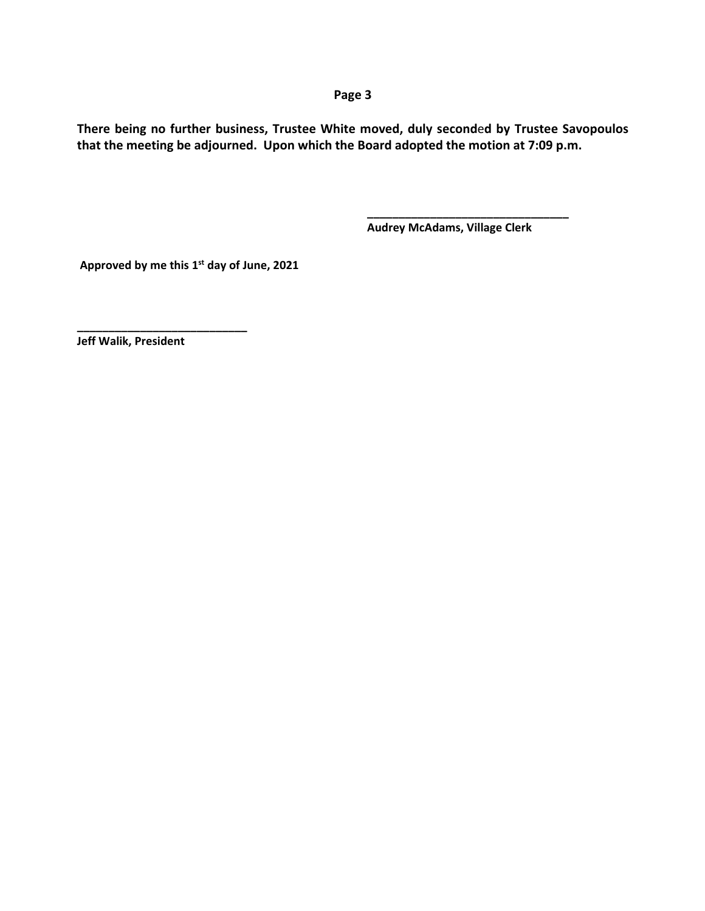**There being no further business, Trustee White moved, duly seconded by Trustee Savopoulos that the meeting be adjourned. Upon which the Board adopted the motion at 7:09 p.m.**

\_\_\_\_\_\_\_\_\_\_\_\_\_\_\_\_\_\_\_\_\_\_\_\_\_\_\_\_\_\_\_\_
**Audrey McAdams, Village Clerk**

**Approved by me this 1st day of June, 2021**

\_\_\_\_\_\_\_\_\_\_\_\_\_\_\_\_\_\_\_\_\_\_\_\_\_\_\_
**Jeff Walik, President**